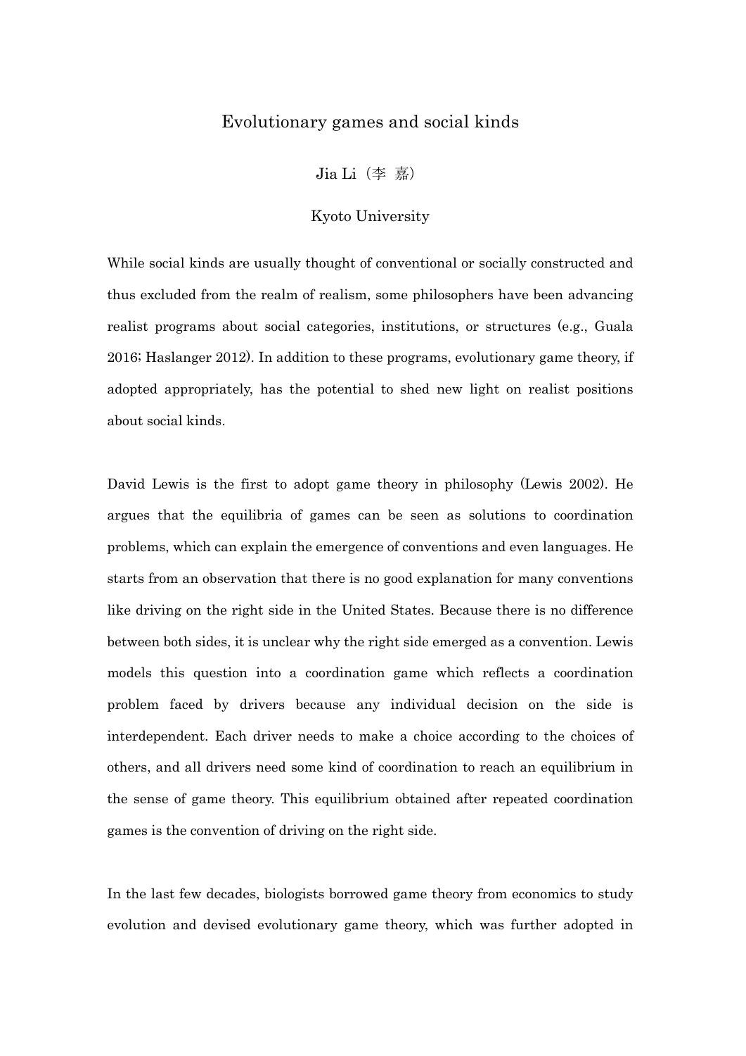# Evolutionary games and social kinds

Jia Li（李 嘉）

Kyoto University

While social kinds are usually thought of conventional or socially constructed and thus excluded from the realm of realism, some philosophers have been advancing realist programs about social categories, institutions, or structures (e.g., Guala 2016; Haslanger 2012). In addition to these programs, evolutionary game theory, if adopted appropriately, has the potential to shed new light on realist positions about social kinds.

David Lewis is the first to adopt game theory in philosophy (Lewis 2002). He argues that the equilibria of games can be seen as solutions to coordination problems, which can explain the emergence of conventions and even languages. He starts from an observation that there is no good explanation for many conventions like driving on the right side in the United States. Because there is no difference between both sides, it is unclear why the right side emerged as a convention. Lewis models this question into a coordination game which reflects a coordination problem faced by drivers because any individual decision on the side is interdependent. Each driver needs to make a choice according to the choices of others, and all drivers need some kind of coordination to reach an equilibrium in the sense of game theory. This equilibrium obtained after repeated coordination games is the convention of driving on the right side.

In the last few decades, biologists borrowed game theory from economics to study evolution and devised evolutionary game theory, which was further adopted in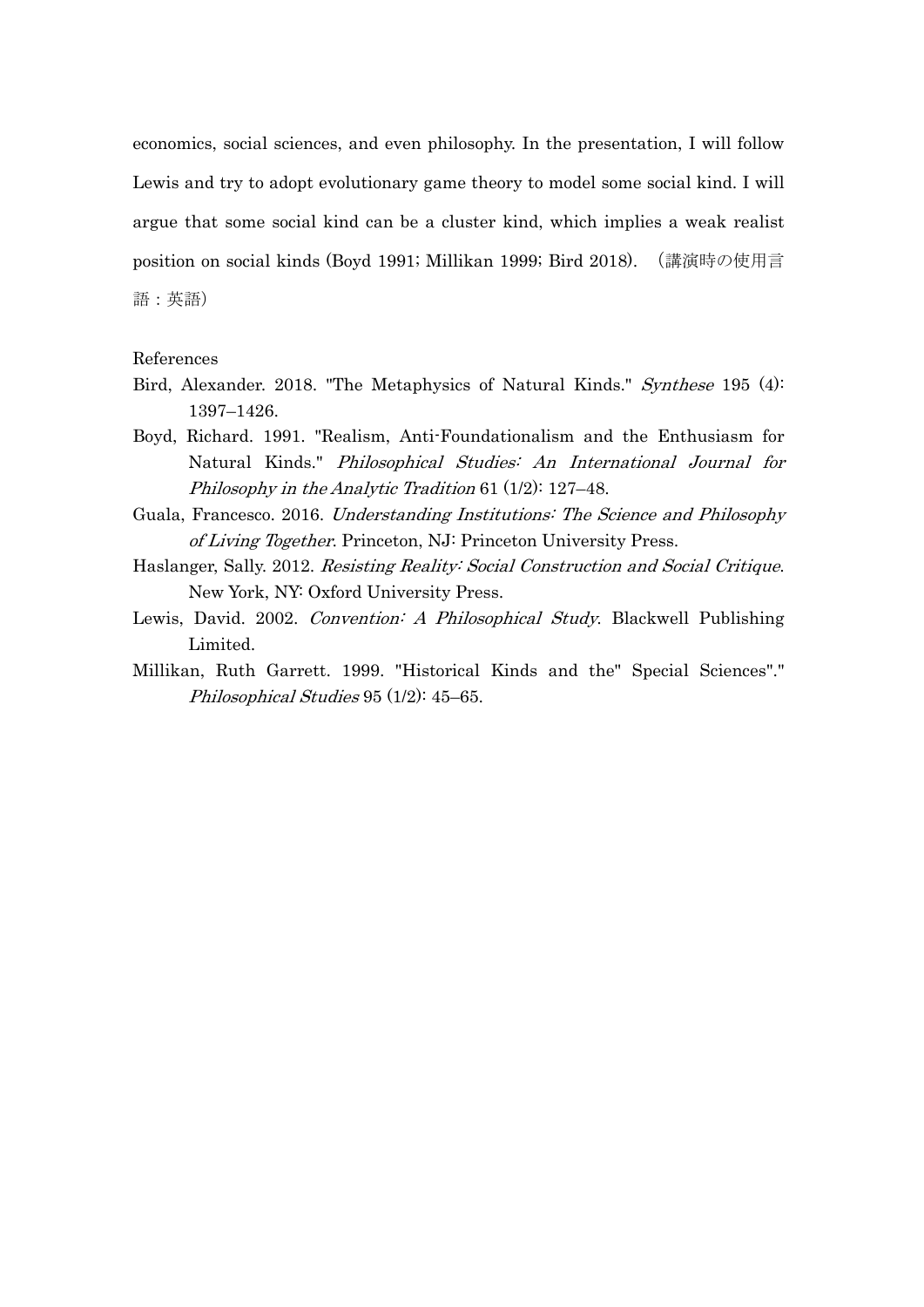economics, social sciences, and even philosophy. In the presentation, I will follow Lewis and try to adopt evolutionary game theory to model some social kind. I will argue that some social kind can be a cluster kind, which implies a weak realist position on social kinds (Boyd 1991; Millikan 1999; Bird 2018). （講演時の使用言語：英語）

References

Bird, Alexander. 2018. "The Metaphysics of Natural Kinds." *Synthese* 195 (4): 1397–1426.

Boyd, Richard. 1991. "Realism, Anti-Foundationalism and the Enthusiasm for Natural Kinds." *Philosophical Studies: An International Journal for Philosophy in the Analytic Tradition* 61 (1/2): 127–48.

Guala, Francesco. 2016. *Understanding Institutions: The Science and Philosophy of Living Together*. Princeton, NJ: Princeton University Press.

Haslanger, Sally. 2012. *Resisting Reality: Social Construction and Social Critique*. New York, NY: Oxford University Press.

Lewis, David. 2002. *Convention: A Philosophical Study*. Blackwell Publishing Limited.

Millikan, Ruth Garrett. 1999. "Historical Kinds and the" Special Sciences"." *Philosophical Studies* 95 (1/2): 45–65.